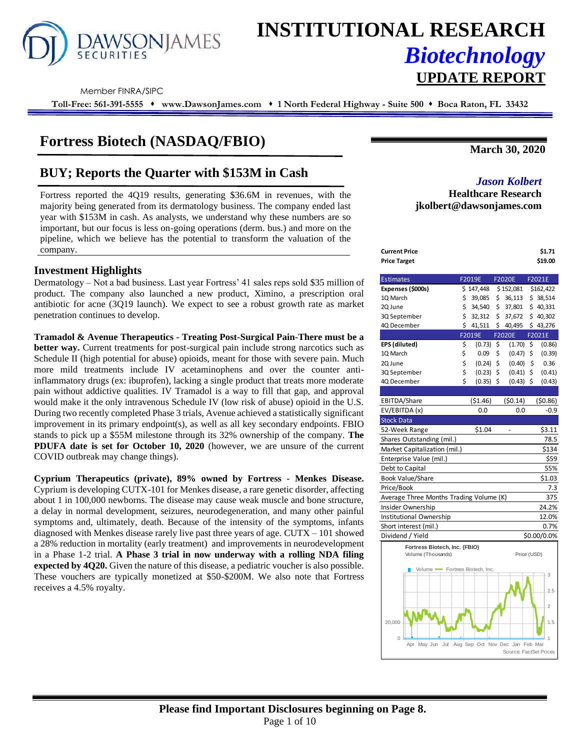# INSTITUTIONAL RESEARCH

## *Biotechnology*

## UPDATE REPORT

DAWSON JAMES SECURITIES

Member FINRA/SIPC

**Toll-Free: 561-391-5555 ♦ www.DawsonJames.com ♦ 1 North Federal Highway - Suite 500 ♦ Boca Raton, FL 33432**

# Fortress Biotech (NASDAQ/FBIO)

**March 30, 2020**

## BUY; Reports the Quarter with $153M in Cash

*Jason Kolbert*
**Healthcare Research**
**jkolbert@dawsonjames.com**

Fortress reported the 4Q19 results, generating $36.6M in revenues, with the majority being generated from its dermatology business. The company ended last year with $153M in cash. As analysts, we understand why these numbers are so important, but our focus is less on-going operations (derm. bus.) and more on the pipeline, which we believe has the potential to transform the valuation of the company.

### Investment Highlights

Dermatology – Not a bad business. Last year Fortress' 41 sales reps sold $35 million of product. The company also launched a new product, Ximino, a prescription oral antibiotic for acne (3Q19 launch). We expect to see a robust growth rate as market penetration continues to develop.

**Tramadol & Avenue Therapeutics - Treating Post-Surgical Pain-There must be a better way.** Current treatments for post-surgical pain include strong narcotics such as Schedule II (high potential for abuse) opioids, meant for those with severe pain. Much more mild treatments include IV acetaminophens and over the counter anti-inflammatory drugs (ex: ibuprofen), lacking a single product that treats more moderate pain without addictive qualities. IV Tramadol is a way to fill that gap, and approval would make it the only intravenous Schedule IV (low risk of abuse) opioid in the U.S. During two recently completed Phase 3 trials, Avenue achieved a statistically significant improvement in its primary endpoint(s), as well as all key secondary endpoints. FBIO stands to pick up a $55M milestone through its 32% ownership of the company. **The PDUFA date is set for October 10, 2020** (however, we are unsure of the current COVID outbreak may change things).

**Cyprium Therapeutics (private), 89% owned by Fortress - Menkes Disease.** Cyprium is developing CUTX-101 for Menkes disease, a rare genetic disorder, affecting about 1 in 100,000 newborns. The disease may cause weak muscle and bone structure, a delay in normal development, seizures, neurodegeneration, and many other painful symptoms and, ultimately, death. Because of the intensity of the symptoms, infants diagnosed with Menkes disease rarely live past three years of age. CUTX – 101 showed a 28% reduction in mortality (early treatment) and improvements in neurodevelopment in a Phase 1-2 trial. **A Phase 3 trial in now underway with a rolling NDA filing expected by 4Q20.** Given the nature of this disease, a pediatric voucher is also possible. These vouchers are typically monetized at $50-$200M. We also note that Fortress receives a 4.5% royalty.

| | |
|---|---|
| **Current Price** | **$1.71** |
| **Price Target** | **$19.00** |

| Estimates | F2019E | F2020E | F2021E |
|---|---|---|---|
| **Expenses ($000s)** | $ 147,448 | $ 152,081 | $162,422 |
| 1Q March | $ 39,085 | $ 36,113 | $ 38,514 |
| 2Q June | $ 34,540 | $ 37,801 | $ 40,331 |
| 3Q September | $ 32,312 | $ 37,672 | $ 40,302 |
| 4Q December | $ 41,511 | $ 40,495 | $ 43,276 |
| | **F2019E** | **F2020E** | **F2021E** |
| **EPS (diluted)** | $ (0.73) | $ (1.70) | $ (0.86) |
| 1Q March | $ 0.09 | $ (0.47) | $ (0.39) |
| 2Q June | $ (0.24) | $ (0.40) | $ 0.36 |
| 3Q September | $ (0.23) | $ (0.41) | $ (0.41) |
| 4Q December | $ (0.35) | $ (0.43) | $ (0.43) |
| | | | |
| EBITDA/Share | ($1.46) | ($0.14) | ($0.86) |
| EV/EBITDA (x) | 0.0 | 0.0 | -0.9 |
| **Stock Data** | | | |
| 52-Week Range | $1.04 | - | $3.11 |
| Shares Outstanding (mil.) | | | 78.5 |
| Market Capitalization (mil.) | | | $134 |
| Enterprise Value (mil.) | | | $59 |
| Debt to Capital | | | 55% |
| Book Value/Share | | | $1.03 |
| Price/Book | | | 7.3 |
| Average Three Months Trading Volume (K) | | | 375 |
| Insider Ownership | | | 24.2% |
| Institutional Ownership | | | 12.0% |
| Short interest (mil.) | | | 0.7% |
| Dividend / Yield | | | $0.00/0.0% |

Fortress Biotech, Inc. (FBIO)
Volume (Thousands)
Price (USD)
Volume — Fortress Biotech, Inc.
3
2.5
2
20,000
1.5
0
1
Apr May Jun Jul Aug Sep Oct Nov Dec Jan Feb Mar
Source: FactSet Prices

**Please find Important Disclosures beginning on Page 8.**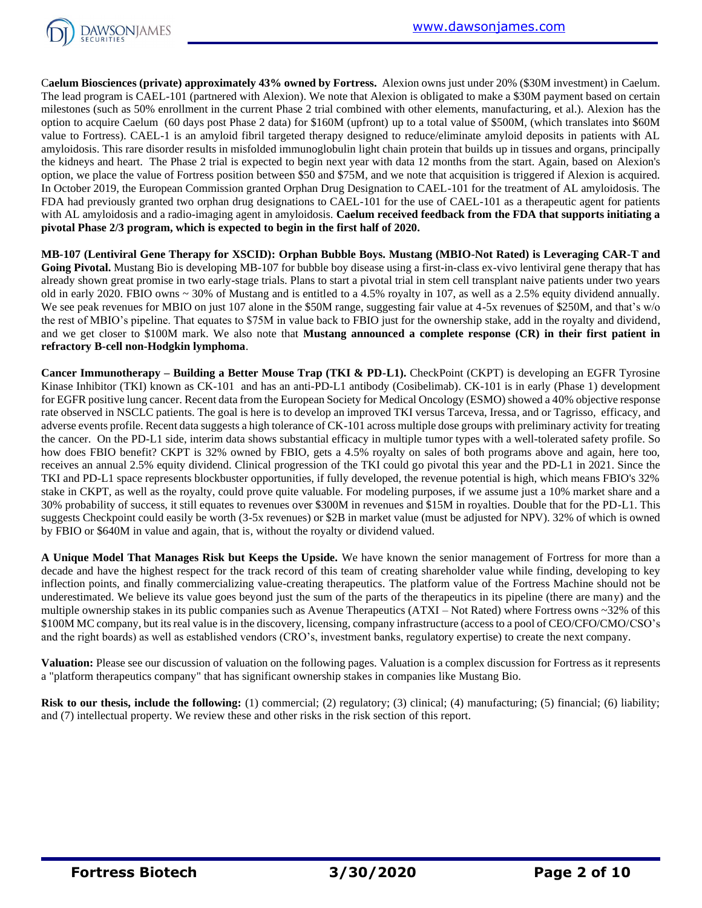**Caelum Biosciences (private) approximately 43% owned by Fortress.** Alexion owns just under 20% ($30M investment) in Caelum. The lead program is CAEL-101 (partnered with Alexion). We note that Alexion is obligated to make a $30M payment based on certain milestones (such as 50% enrollment in the current Phase 2 trial combined with other elements, manufacturing, et al.). Alexion has the option to acquire Caelum (60 days post Phase 2 data) for $160M (upfront) up to a total value of $500M, (which translates into $60M value to Fortress). CAEL-1 is an amyloid fibril targeted therapy designed to reduce/eliminate amyloid deposits in patients with AL amyloidosis. This rare disorder results in misfolded immunoglobulin light chain protein that builds up in tissues and organs, principally the kidneys and heart. The Phase 2 trial is expected to begin next year with data 12 months from the start. Again, based on Alexion's option, we place the value of Fortress position between $50 and $75M, and we note that acquisition is triggered if Alexion is acquired. In October 2019, the European Commission granted Orphan Drug Designation to CAEL-101 for the treatment of AL amyloidosis. The FDA had previously granted two orphan drug designations to CAEL-101 for the use of CAEL-101 as a therapeutic agent for patients with AL amyloidosis and a radio-imaging agent in amyloidosis. **Caelum received feedback from the FDA that supports initiating a pivotal Phase 2/3 program, which is expected to begin in the first half of 2020.**

**MB-107 (Lentiviral Gene Therapy for XSCID): Orphan Bubble Boys. Mustang (MBIO-Not Rated) is Leveraging CAR-T and Going Pivotal.** Mustang Bio is developing MB-107 for bubble boy disease using a first-in-class ex-vivo lentiviral gene therapy that has already shown great promise in two early-stage trials. Plans to start a pivotal trial in stem cell transplant naive patients under two years old in early 2020. FBIO owns ~ 30% of Mustang and is entitled to a 4.5% royalty in 107, as well as a 2.5% equity dividend annually. We see peak revenues for MBIO on just 107 alone in the $50M range, suggesting fair value at 4-5x revenues of $250M, and that's w/o the rest of MBIO's pipeline. That equates to $75M in value back to FBIO just for the ownership stake, add in the royalty and dividend, and we get closer to $100M mark. We also note that **Mustang announced a complete response (CR) in their first patient in refractory B-cell non-Hodgkin lymphoma**.

**Cancer Immunotherapy – Building a Better Mouse Trap (TKI & PD-L1).** CheckPoint (CKPT) is developing an EGFR Tyrosine Kinase Inhibitor (TKI) known as CK-101 and has an anti-PD-L1 antibody (Cosibelimab). CK-101 is in early (Phase 1) development for EGFR positive lung cancer. Recent data from the European Society for Medical Oncology (ESMO) showed a 40% objective response rate observed in NSCLC patients. The goal is here is to develop an improved TKI versus Tarceva, Iressa, and or Tagrisso, efficacy, and adverse events profile. Recent data suggests a high tolerance of CK-101 across multiple dose groups with preliminary activity for treating the cancer. On the PD-L1 side, interim data shows substantial efficacy in multiple tumor types with a well-tolerated safety profile. So how does FBIO benefit? CKPT is 32% owned by FBIO, gets a 4.5% royalty on sales of both programs above and again, here too, receives an annual 2.5% equity dividend. Clinical progression of the TKI could go pivotal this year and the PD-L1 in 2021. Since the TKI and PD-L1 space represents blockbuster opportunities, if fully developed, the revenue potential is high, which means FBIO's 32% stake in CKPT, as well as the royalty, could prove quite valuable. For modeling purposes, if we assume just a 10% market share and a 30% probability of success, it still equates to revenues over $300M in revenues and $15M in royalties. Double that for the PD-L1. This suggests Checkpoint could easily be worth (3-5x revenues) or $2B in market value (must be adjusted for NPV). 32% of which is owned by FBIO or $640M in value and again, that is, without the royalty or dividend valued.

**A Unique Model That Manages Risk but Keeps the Upside.** We have known the senior management of Fortress for more than a decade and have the highest respect for the track record of this team of creating shareholder value while finding, developing to key inflection points, and finally commercializing value-creating therapeutics. The platform value of the Fortress Machine should not be underestimated. We believe its value goes beyond just the sum of the parts of the therapeutics in its pipeline (there are many) and the multiple ownership stakes in its public companies such as Avenue Therapeutics (ATXI – Not Rated) where Fortress owns ~32% of this $100M MC company, but its real value is in the discovery, licensing, company infrastructure (access to a pool of CEO/CFO/CMO/CSO's and the right boards) as well as established vendors (CRO's, investment banks, regulatory expertise) to create the next company.

**Valuation:** Please see our discussion of valuation on the following pages. Valuation is a complex discussion for Fortress as it represents a "platform therapeutics company" that has significant ownership stakes in companies like Mustang Bio.

**Risk to our thesis, include the following:** (1) commercial; (2) regulatory; (3) clinical; (4) manufacturing; (5) financial; (6) liability; and (7) intellectual property. We review these and other risks in the risk section of this report.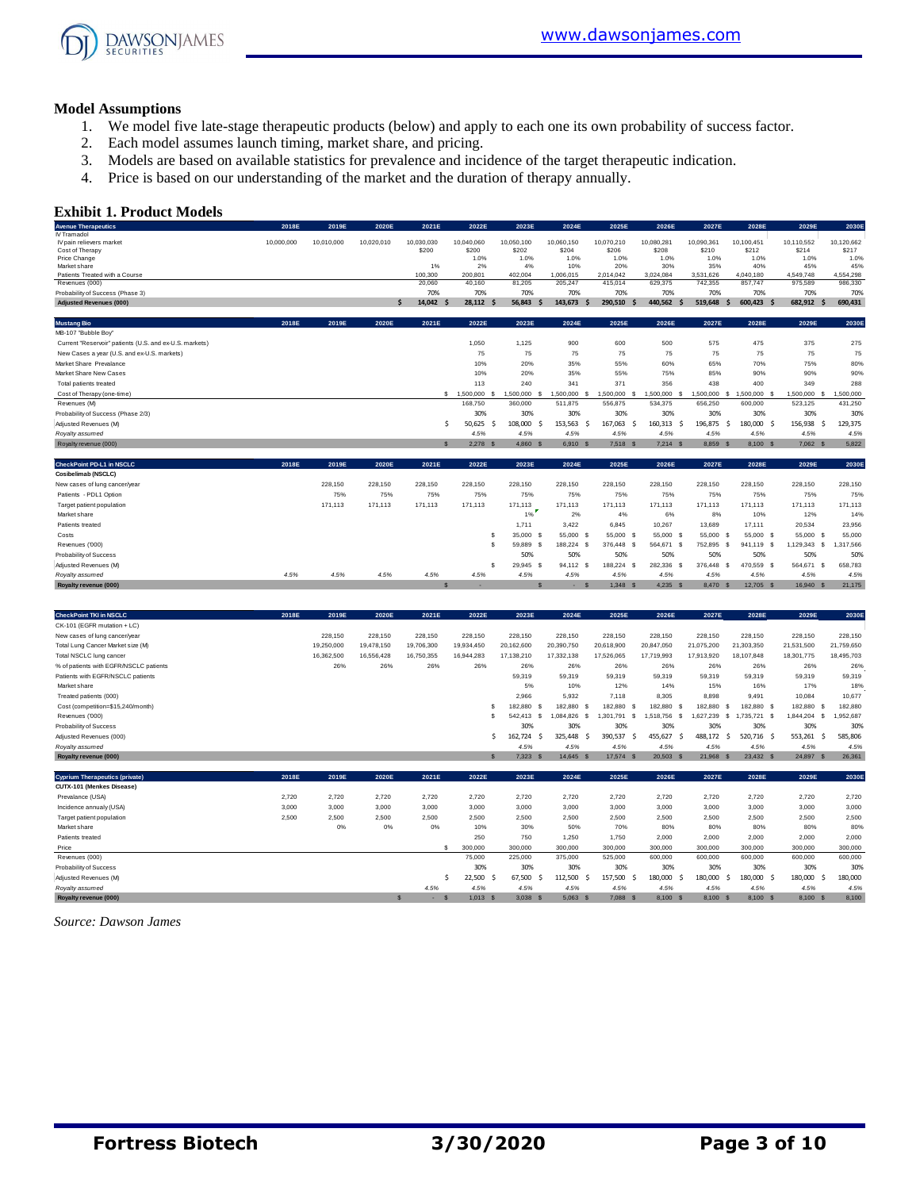## Model Assumptions

1. We model five late-stage therapeutic products (below) and apply to each one its own probability of success factor.
2. Each model assumes launch timing, market share, and pricing.
3. Models are based on available statistics for prevalence and incidence of the target therapeutic indication.
4. Price is based on our understanding of the market and the duration of therapy annually.

## Exhibit 1. Product Models

| Avenue Therapeutics | 2018E | 2019E | 2020E | 2021E | 2022E | 2023E | 2024E | 2025E | 2026E | 2027E | 2028E | 2029E | 2030E |
|---|---|---|---|---|---|---|---|---|---|---|---|---|---|
| IV Tramadol | | | | | | | | | | | | | |
| IV pain relievers market | 10,000,000 | 10,010,000 | 10,020,010 | 10,030,030 | 10,040,060 | 10,050,100 | 10,060,150 | 10,070,210 | 10,080,281 | 10,090,361 | 10,100,451 | 10,110,552 | 10,120,662 |
| Cost of Therapy | | | | $200 | $200 | $202 | $204 | $206 | $208 | $210 | $212 | $214 | $217 |
| Price Change | | | | | 1.0% | 1.0% | 1.0% | 1.0% | 1.0% | 1.0% | 1.0% | 1.0% | 1.0% |
| Market share | | | | 1% | 2% | 4% | 10% | 20% | 30% | 35% | 40% | 45% | 45% |
| Patients Treated with a Course | | | | 100,300 | 200,801 | 402,004 | 1,006,015 | 2,014,042 | 3,024,084 | 3,531,626 | 4,040,180 | 4,549,748 | 4,554,298 |
| Revenues (000) | | | | 20,060 | 40,160 | 81,205 | 205,247 | 415,014 | 629,375 | 742,355 | 857,747 | 975,589 | 986,330 |
| Probability of Success (Phase 3) | | | | 70% | 70% | 70% | 70% | 70% | 70% | 70% | 70% | 70% | 70% |
| **Adjusted Revenues (000)** | | | | $ 14,042 | $ 28,112 | $ 56,843 | $ 143,673 | $ 290,510 | $ 440,562 | $ 519,648 | $ 600,423 | $ 682,912 | $ 690,431 |

| Mustang Bio | 2018E | 2019E | 2020E | 2021E | 2022E | 2023E | 2024E | 2025E | 2026E | 2027E | 2028E | 2029E | 2030E |
|---|---|---|---|---|---|---|---|---|---|---|---|---|---|
| MB-107 "Bubble Boy" | | | | | | | | | | | | | |
| Current "Reservoir" patients (U.S. and ex-U.S. markets) | | | | | 1,050 | 1,125 | 900 | 600 | 500 | 575 | 475 | 375 | 275 |
| New Cases a year (U.S. and ex-U.S. markets) | | | | | 75 | 75 | 75 | 75 | 75 | 75 | 75 | 75 | 75 |
| Market Share Prevalance | | | | | 10% | 20% | 35% | 55% | 60% | 65% | 70% | 75% | 80% |
| Market Share New Cases | | | | | 10% | 20% | 35% | 55% | 75% | 85% | 90% | 90% | 90% |
| Total patients treated | | | | | 113 | 240 | 341 | 371 | 356 | 438 | 400 | 349 | 288 |
| Cost of Therapy (one-time) | | | | | $ 1,500,000 | $ 1,500,000 | $ 1,500,000 | $ 1,500,000 | $ 1,500,000 | $ 1,500,000 | $ 1,500,000 | $ 1,500,000 | $ 1,500,000 |
| Revenues (M) | | | | | 168,750 | 360,000 | 511,875 | 556,875 | 534,375 | 656,250 | 600,000 | 523,125 | 431,250 |
| Probability of Success (Phase 2/3) | | | | | 30% | 30% | 30% | 30% | 30% | 30% | 30% | 30% | 30% |
| Adjusted Revenues (M) | | | | | $ 50,625 | $ 108,000 | $ 153,563 | $ 167,063 | $ 160,313 | $ 196,875 | $ 180,000 | $ 156,938 | $ 129,375 |
| *Royalty assumed* | | | | | *4.5%* | *4.5%* | *4.5%* | *4.5%* | *4.5%* | *4.5%* | *4.5%* | *4.5%* | *4.5%* |
| **Royalty revenue (000)** | | | | | $ 2,278 | $ 4,860 | $ 6,910 | $ 7,518 | $ 7,214 | $ 8,859 | $ 8,100 | $ 7,062 | $ 5,822 |

| CheckPoint PD-L1 in NSCLC | 2018E | 2019E | 2020E | 2021E | 2022E | 2023E | 2024E | 2025E | 2026E | 2027E | 2028E | 2029E | 2030E |
|---|---|---|---|---|---|---|---|---|---|---|---|---|---|
| **Cosibelimab (NSCLC)** | | | | | | | | | | | | | |
| New cases of lung cancer/year | | 228,150 | 228,150 | 228,150 | 228,150 | 228,150 | 228,150 | 228,150 | 228,150 | 228,150 | 228,150 | 228,150 | 228,150 |
| Patients - PDL1 Option | | 75% | 75% | 75% | 75% | 75% | 75% | 75% | 75% | 75% | 75% | 75% | 75% |
| Target patient population | | 171,113 | 171,113 | 171,113 | 171,113 | 171,113 | 171,113 | 171,113 | 171,113 | 171,113 | 171,113 | 171,113 | 171,113 |
| Market share | | | | | | 1% | 2% | 4% | 6% | 8% | 10% | 12% | 14% |
| Patients treated | | | | | | 1,711 | 3,422 | 6,845 | 10,267 | 13,689 | 17,111 | 20,534 | 23,956 |
| Costs | | | | | | $ 35,000 | $ 55,000 | $ 55,000 | $ 55,000 | $ 55,000 | $ 55,000 | $ 55,000 | $ 55,000 |
| Revenues ('000) | | | | | | $ 59,889 | $ 188,224 | $ 376,448 | $ 564,671 | $ 752,895 | $ 941,119 | $ 1,129,343 | $ 1,317,566 |
| Probability of Success | | | | | | 50% | 50% | 50% | 50% | 50% | 50% | 50% | 50% |
| Adjusted Revenues (M) | | | | | | $ 29,945 | $ 94,112 | $ 188,224 | $ 282,336 | $ 376,448 | $ 470,559 | $ 564,671 | $ 658,783 |
| *Royalty assumed* | *4.5%* | *4.5%* | *4.5%* | *4.5%* | *4.5%* | *4.5%* | *4.5%* | *4.5%* | *4.5%* | *4.5%* | *4.5%* | *4.5%* | *4.5%* |
| **Royalty revenue (000)** | | | | | $ - | $ - | $ - | $ 1,348 | $ 4,235 | $ 8,470 | $ 12,705 | $ 16,940 | $ 21,175 |

| CheckPoint TKI in NSCLC | 2018E | 2019E | 2020E | 2021E | 2022E | 2023E | 2024E | 2025E | 2026E | 2027E | 2028E | 2029E | 2030E |
|---|---|---|---|---|---|---|---|---|---|---|---|---|---|
| CK-101 (EGFR mutation + LC) | | | | | | | | | | | | | |
| New cases of lung cancer/year | | 228,150 | 228,150 | 228,150 | 228,150 | 228,150 | 228,150 | 228,150 | 228,150 | 228,150 | 228,150 | 228,150 | 228,150 |
| Total Lung Cancer Market size (M) | | 19,250,000 | 19,478,150 | 19,706,300 | 19,934,450 | 20,162,600 | 20,390,750 | 20,618,900 | 20,847,050 | 21,075,200 | 21,303,350 | 21,531,500 | 21,759,650 |
| Total NSCLC lung cancer | | 16,362,500 | 16,556,428 | 16,750,355 | 16,944,283 | 17,138,210 | 17,332,138 | 17,526,065 | 17,719,993 | 17,913,920 | 18,107,848 | 18,301,775 | 18,495,703 |
| % of patients with EGFR/NSCLC patients | | 26% | 26% | 26% | 26% | 26% | 26% | 26% | 26% | 26% | 26% | 26% | 26% |
| Patients with EGFR/NSCLC patients | | | | | | 59,319 | 59,319 | 59,319 | 59,319 | 59,319 | 59,319 | 59,319 | 59,319 |
| Market share | | | | | | 5% | 10% | 12% | 14% | 15% | 16% | 17% | 18% |
| Treated patients (000) | | | | | | 2,966 | 5,932 | 7,118 | 8,305 | 8,898 | 9,491 | 10,084 | 10,677 |
| Cost (competition=$15,240/month) | | | | | | $ 182,880 | $ 182,880 | $ 182,880 | $ 182,880 | $ 182,880 | $ 182,880 | $ 182,880 | $ 182,880 |
| Revenues ('000) | | | | | | $ 542,413 | $ 1,084,826 | $ 1,301,791 | $ 1,518,756 | $ 1,627,239 | $ 1,735,721 | $ 1,844,204 | $ 1,952,687 |
| Probability of Success | | | | | | 30% | 30% | 30% | 30% | 30% | 30% | 30% | 30% |
| Adjusted Revenues (000) | | | | | | $ 162,724 | $ 325,448 | $ 390,537 | $ 455,627 | $ 488,172 | $ 520,716 | $ 553,261 | $ 585,806 |
| *Royalty assumed* | | | | | | *4.5%* | *4.5%* | *4.5%* | *4.5%* | *4.5%* | *4.5%* | *4.5%* | *4.5%* |
| **Royalty revenue (000)** | | | | | | $ 7,323 | $ 14,645 | $ 17,574 | $ 20,503 | $ 21,968 | $ 23,432 | $ 24,897 | $ 26,361 |

| Cyprium Therapeutics (private) | 2018E | 2019E | 2020E | 2021E | 2022E | 2023E | 2024E | 2025E | 2026E | 2027E | 2028E | 2029E | 2030E |
|---|---|---|---|---|---|---|---|---|---|---|---|---|---|
| **CUTX-101 (Menkes Disease)** | | | | | | | | | | | | | |
| Prevalance (USA) | 2,720 | 2,720 | 2,720 | 2,720 | 2,720 | 2,720 | 2,720 | 2,720 | 2,720 | 2,720 | 2,720 | 2,720 | 2,720 |
| Incidence annualy (USA) | 3,000 | 3,000 | 3,000 | 3,000 | 3,000 | 3,000 | 3,000 | 3,000 | 3,000 | 3,000 | 3,000 | 3,000 | 3,000 |
| Target patient population | 2,500 | 2,500 | 2,500 | 2,500 | 2,500 | 2,500 | 2,500 | 2,500 | 2,500 | 2,500 | 2,500 | 2,500 | 2,500 |
| Market share | | 0% | 0% | 0% | 10% | 30% | 50% | 70% | 80% | 80% | 80% | 80% | 80% |
| Patients treated | | | | | 250 | 750 | 1,250 | 1,750 | 2,000 | 2,000 | 2,000 | 2,000 | 2,000 |
| Price | | | | | $ 300,000 | 300,000 | 300,000 | 300,000 | 300,000 | 300,000 | 300,000 | 300,000 | 300,000 |
| Revenues (000) | | | | | 75,000 | 225,000 | 375,000 | 525,000 | 600,000 | 600,000 | 600,000 | 600,000 | 600,000 |
| Probability of Success | | | | | 30% | 30% | 30% | 30% | 30% | 30% | 30% | 30% | 30% |
| Adjusted Revenues (M) | | | | | $ 22,500 | $ 67,500 | $ 112,500 | $ 157,500 | $ 180,000 | $ 180,000 | $ 180,000 | $ 180,000 | $ 180,000 |
| *Royalty assumed* | | | | *4.5%* | *4.5%* | *4.5%* | *4.5%* | *4.5%* | *4.5%* | *4.5%* | *4.5%* | *4.5%* | *4.5%* |
| **Royalty revenue (000)** | | | | $ - | $ 1,013 | $ 3,038 | $ 5,063 | $ 7,088 | $ 8,100 | $ 8,100 | $ 8,100 | $ 8,100 | $ 8,100 |

*Source: Dawson James*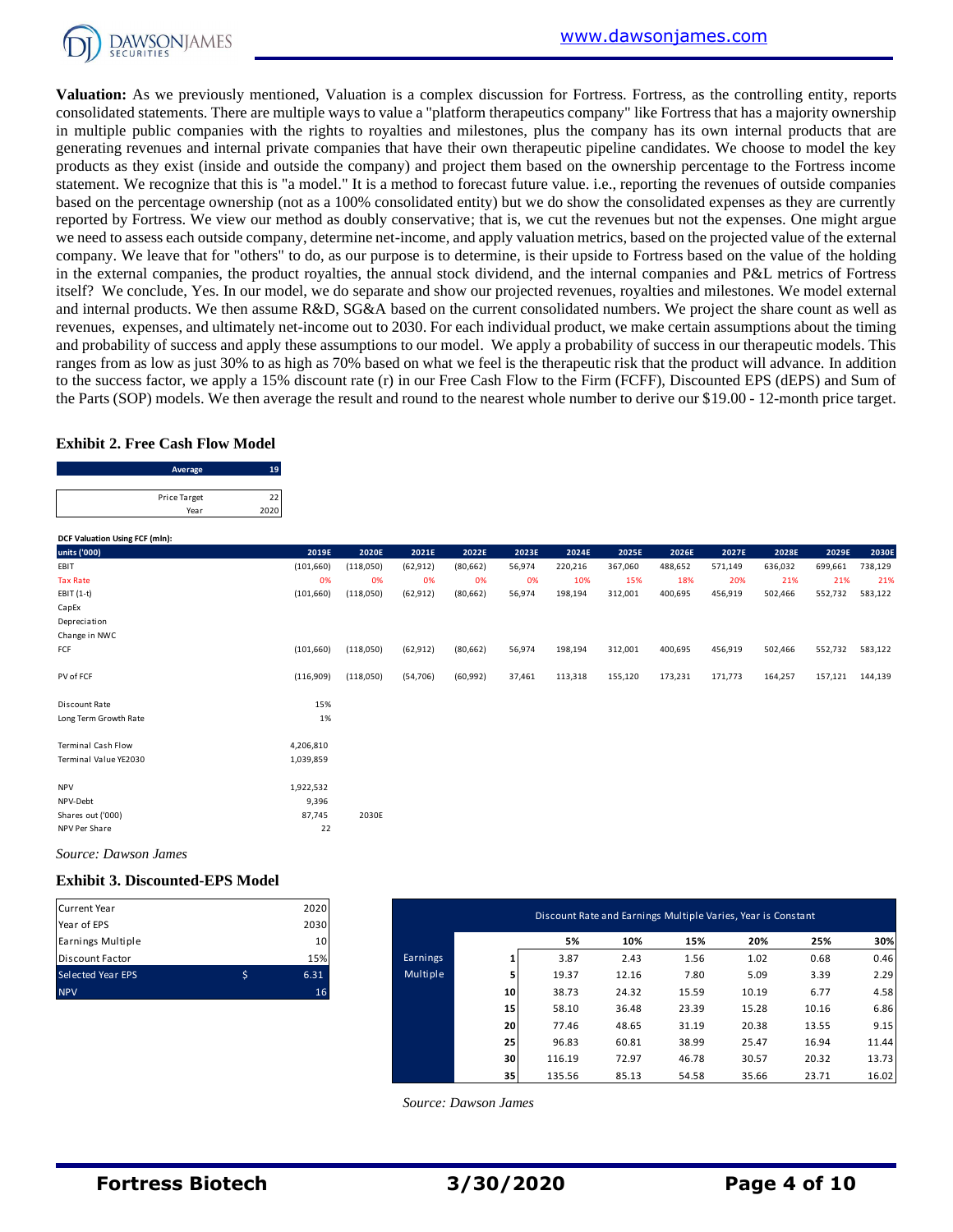**Valuation:** As we previously mentioned, Valuation is a complex discussion for Fortress. Fortress, as the controlling entity, reports consolidated statements. There are multiple ways to value a "platform therapeutics company" like Fortress that has a majority ownership in multiple public companies with the rights to royalties and milestones, plus the company has its own internal products that are generating revenues and internal private companies that have their own therapeutic pipeline candidates. We choose to model the key products as they exist (inside and outside the company) and project them based on the ownership percentage to the Fortress income statement. We recognize that this is "a model." It is a method to forecast future value. i.e., reporting the revenues of outside companies based on the percentage ownership (not as a 100% consolidated entity) but we do show the consolidated expenses as they are currently reported by Fortress. We view our method as doubly conservative; that is, we cut the revenues but not the expenses. One might argue we need to assess each outside company, determine net-income, and apply valuation metrics, based on the projected value of the external company. We leave that for "others" to do, as our purpose is to determine, is their upside to Fortress based on the value of the holding in the external companies, the product royalties, the annual stock dividend, and the internal companies and P&L metrics of Fortress itself? We conclude, Yes. In our model, we do separate and show our projected revenues, royalties and milestones. We model external and internal products. We then assume R&D, SG&A based on the current consolidated numbers. We project the share count as well as revenues, expenses, and ultimately net-income out to 2030. For each individual product, we make certain assumptions about the timing and probability of success and apply these assumptions to our model. We apply a probability of success in our therapeutic models. This ranges from as low as just 30% to as high as 70% based on what we feel is the therapeutic risk that the product will advance. In addition to the success factor, we apply a 15% discount rate (r) in our Free Cash Flow to the Firm (FCFF), Discounted EPS (dEPS) and Sum of the Parts (SOP) models. We then average the result and round to the nearest whole number to derive our $19.00 - 12-month price target.

### Exhibit 2. Free Cash Flow Model

| | |
|---|---|
| Average | 19 |
| Price Target | 22 |
| Year | 2020 |

**DCF Valuation Using FCF (mln):**

| units ('000) | 2019E | 2020E | 2021E | 2022E | 2023E | 2024E | 2025E | 2026E | 2027E | 2028E | 2029E | 2030E |
|---|---|---|---|---|---|---|---|---|---|---|---|---|
| EBIT | (101,660) | (118,050) | (62,912) | (80,662) | 56,974 | 220,216 | 367,060 | 488,652 | 571,149 | 636,032 | 699,661 | 738,129 |
| Tax Rate | 0% | 0% | 0% | 0% | 0% | 10% | 15% | 18% | 20% | 21% | 21% | 21% |
| EBIT (1-t) | (101,660) | (118,050) | (62,912) | (80,662) | 56,974 | 198,194 | 312,001 | 400,695 | 456,919 | 502,466 | 552,732 | 583,122 |
| CapEx | | | | | | | | | | | | |
| Depreciation | | | | | | | | | | | | |
| Change in NWC | | | | | | | | | | | | |
| FCF | (101,660) | (118,050) | (62,912) | (80,662) | 56,974 | 198,194 | 312,001 | 400,695 | 456,919 | 502,466 | 552,732 | 583,122 |
| PV of FCF | (116,909) | (118,050) | (54,706) | (60,992) | 37,461 | 113,318 | 155,120 | 173,231 | 171,773 | 164,257 | 157,121 | 144,139 |
| Discount Rate | 15% | | | | | | | | | | | |
| Long Term Growth Rate | 1% | | | | | | | | | | | |
| Terminal Cash Flow | 4,206,810 | | | | | | | | | | | |
| Terminal Value YE2030 | 1,039,859 | | | | | | | | | | | |
| NPV | 1,922,532 | | | | | | | | | | | |
| NPV-Debt | 9,396 | | | | | | | | | | | |
| Shares out ('000) | 87,745 | 2030E | | | | | | | | | | |
| NPV Per Share | 22 | | | | | | | | | | | |

*Source: Dawson James*

### Exhibit 3. Discounted-EPS Model

| | | |
|---|---|---|
| Current Year | | 2020 |
| Year of EPS | | 2030 |
| Earnings Multiple | | 10 |
| Discount Factor | | 15% |
| Selected Year EPS | $ | 6.31 |
| NPV | | 16 |

Discount Rate and Earnings Multiple Varies, Year is Constant

| | | 5% | 10% | 15% | 20% | 25% | 30% |
|---|---|---|---|---|---|---|---|
| Earnings Multiple | 1 | 3.87 | 2.43 | 1.56 | 1.02 | 0.68 | 0.46 |
| | 5 | 19.37 | 12.16 | 7.80 | 5.09 | 3.39 | 2.29 |
| | 10 | 38.73 | 24.32 | 15.59 | 10.19 | 6.77 | 4.58 |
| | 15 | 58.10 | 36.48 | 23.39 | 15.28 | 10.16 | 6.86 |
| | 20 | 77.46 | 48.65 | 31.19 | 20.38 | 13.55 | 9.15 |
| | 25 | 96.83 | 60.81 | 38.99 | 25.47 | 16.94 | 11.44 |
| | 30 | 116.19 | 72.97 | 46.78 | 30.57 | 20.32 | 13.73 |
| | 35 | 135.56 | 85.13 | 54.58 | 35.66 | 23.71 | 16.02 |

*Source: Dawson James*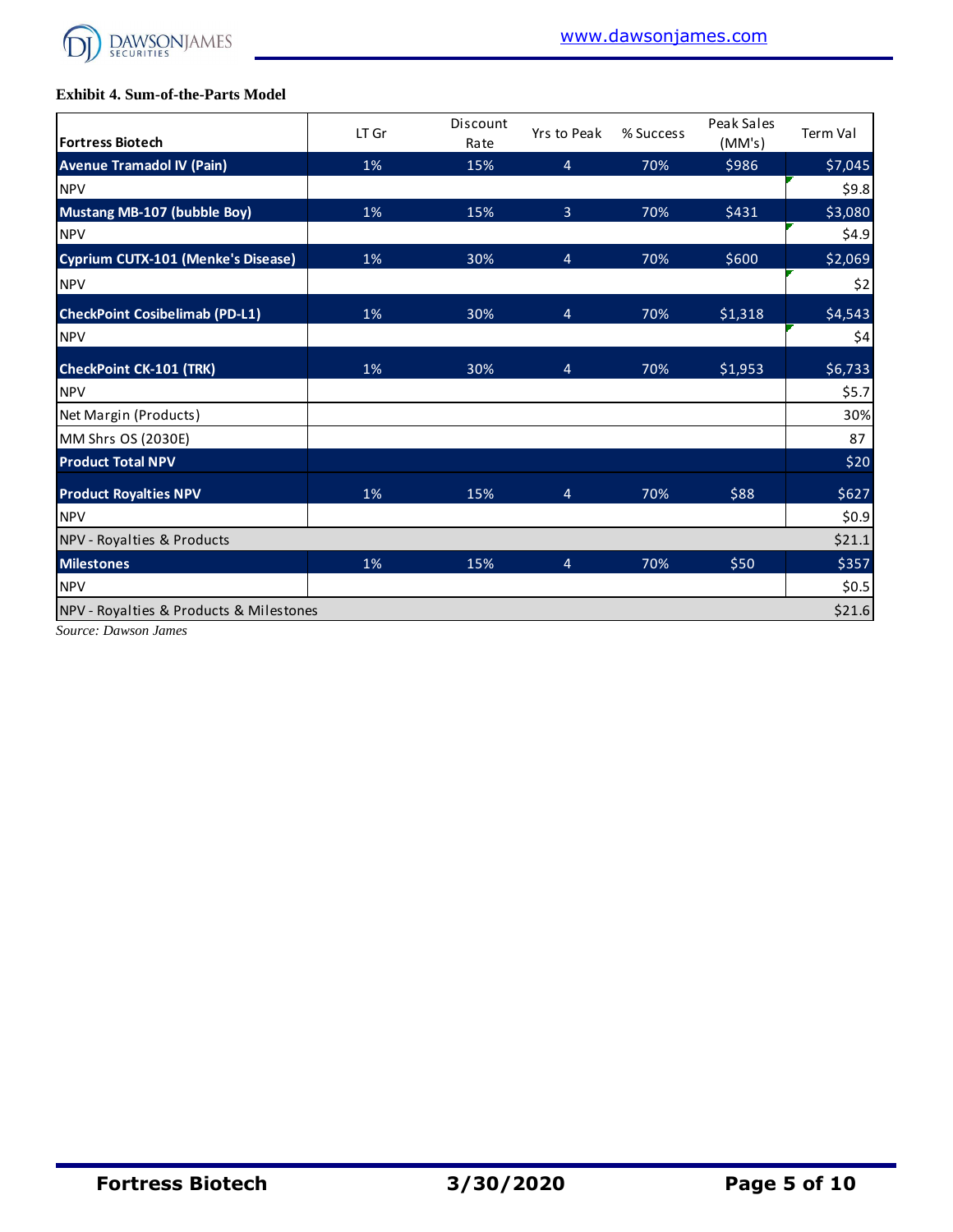**Exhibit 4. Sum-of-the-Parts Model**

| Fortress Biotech | LT Gr | Discount Rate | Yrs to Peak | % Success | Peak Sales (MM's) | Term Val |
|---|---|---|---|---|---|---|
| **Avenue Tramadol IV (Pain)** | 1% | 15% | 4 | 70% | $986 | $7,045 |
| NPV | | | | | | $9.8 |
| **Mustang MB-107 (bubble Boy)** | 1% | 15% | 3 | 70% | $431 | $3,080 |
| NPV | | | | | | $4.9 |
| **Cyprium CUTX-101 (Menke's Disease)** | 1% | 30% | 4 | 70% | $600 | $2,069 |
| NPV | | | | | | $2 |
| **CheckPoint Cosibelimab (PD-L1)** | 1% | 30% | 4 | 70% | $1,318 | $4,543 |
| NPV | | | | | | $4 |
| **CheckPoint CK-101 (TRK)** | 1% | 30% | 4 | 70% | $1,953 | $6,733 |
| NPV | | | | | | $5.7 |
| Net Margin (Products) | | | | | | 30% |
| MM Shrs OS (2030E) | | | | | | 87 |
| **Product Total NPV** | | | | | | $20 |
| **Product Royalties NPV** | 1% | 15% | 4 | 70% | $88 | $627 |
| NPV | | | | | | $0.9 |
| NPV - Royalties & Products | | | | | | $21.1 |
| **Milestones** | 1% | 15% | 4 | 70% | $50 | $357 |
| NPV | | | | | | $0.5 |
| NPV - Royalties & Products & Milestones | | | | | | $21.6 |

*Source: Dawson James*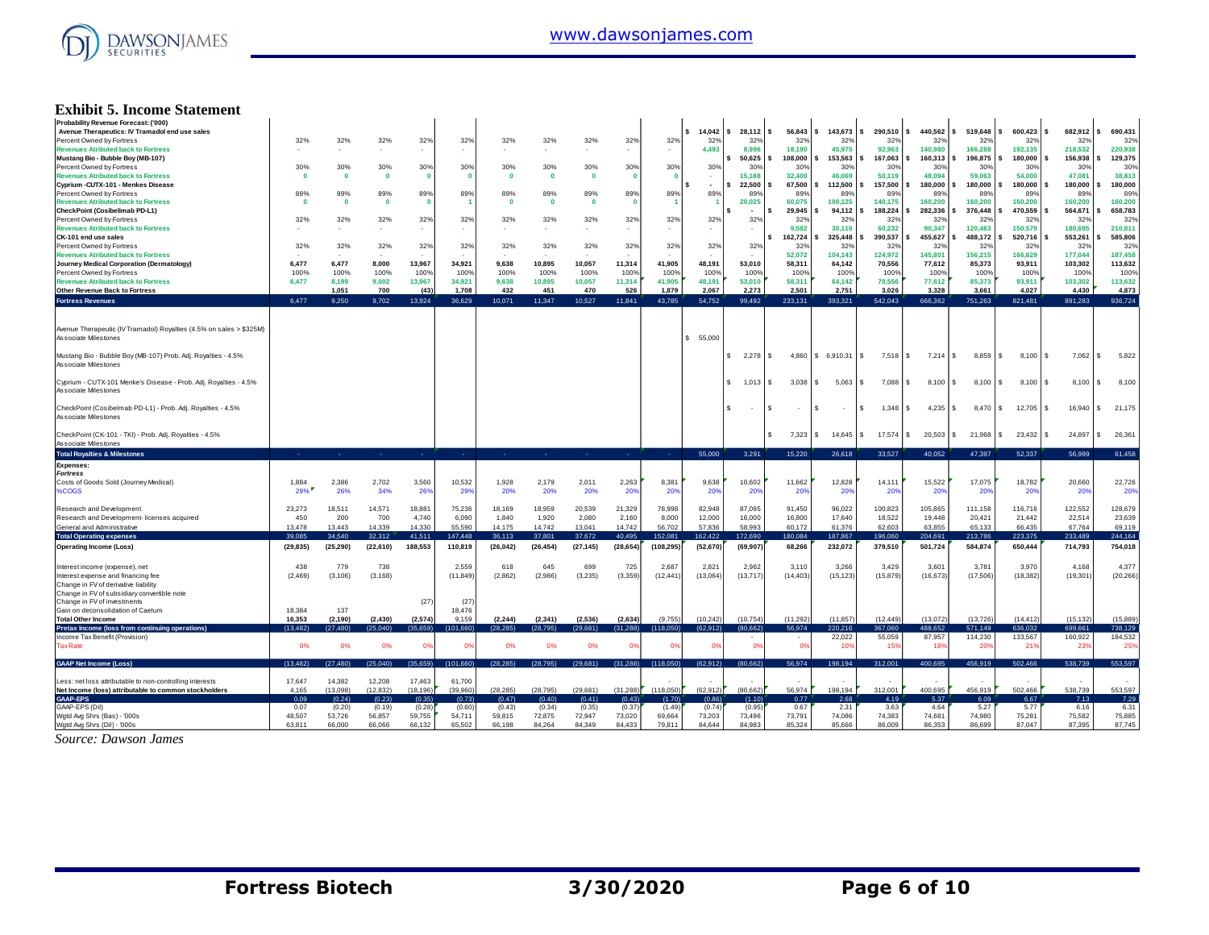# Exhibit 5. Income Statement

| | | | | | | | | | | | | | | | | | | | | |
|---|---|---|---|---|---|---|---|---|---|---|---|---|---|---|---|---|---|---|---|---|
| **Probability Revenue Forecast: ('000)** | | | | | | | | | | | | | | | | | | | | |
| **Avenue Therapeutics: IV Tramadol end use sales** | | | | | | | | | | | $ 14,042 | $ 28,112 | $ 56,843 | $ 143,673 | $ 290,510 | $ 440,562 | $ 519,648 | $ 600,423 | $ 682,912 | $ 690,431 |
| Percent Owned by Fortress | 32% | 32% | 32% | 32% | 32% | 32% | 32% | 32% | 32% | 32% | 32% | 32% | 32% | 32% | 32% | 32% | 32% | 32% | 32% | 32% |
| Revenues Atributed back to Fortress | - | - | - | - | - | - | - | - | - | - | 4,493 | 8,996 | 18,190 | 45,975 | 92,963 | 140,980 | 166,288 | 192,135 | 218,532 | 220,938 |
| **Mustang Bio - Bubble Boy (MB-107)** | | | | | | | | | | | | $ 50,625 | $ 108,000 | $ 153,563 | $ 167,063 | $ 160,313 | $ 196,875 | $ 180,000 | $ 156,938 | $ 129,375 |
| Percent Owned by Fortress | 30% | 30% | 30% | 30% | 30% | 30% | 30% | 30% | 30% | 30% | 30% | 30% | 30% | 30% | 30% | 30% | 30% | 30% | 30% | 30% |
| Revenues Atributed back to Fortress | 0 | 0 | 0 | 0 | 0 | 0 | 0 | 0 | 0 | 0 | - | 15,188 | 32,400 | 46,069 | 50,119 | 48,094 | 59,063 | 54,000 | 47,081 | 38,813 |
| **Cyprium -CUTX-101 - Menkes Disease** | | | | | | | | | | | $ - | $ 22,500 | $ 67,500 | $ 112,500 | $ 157,500 | $ 180,000 | $ 180,000 | $ 180,000 | $ 180,000 | $ 180,000 |
| Percent Owned by Fortress | 89% | 89% | 89% | 89% | 89% | 89% | 89% | 89% | 89% | 89% | 89% | 89% | 89% | 89% | 89% | 89% | 89% | 89% | 89% | 89% |
| Revenues Atributed back to Fortress | 0 | 0 | 0 | 0 | 1 | 0 | 0 | 0 | 0 | 1 | 1 | 20,025 | 60,075 | 100,125 | 140,175 | 160,200 | 160,200 | 160,200 | 160,200 | 160,200 |
| **CheckPoint (Cosibelimab PD-L1)** | | | | | | | | | | | | $ - | $ 29,945 | $ 94,112 | $ 188,224 | $ 282,336 | $ 376,448 | $ 470,559 | $ 564,671 | $ 658,783 |
| Percent Owned by Fortress | 32% | 32% | 32% | 32% | 32% | 32% | 32% | 32% | 32% | 32% | 32% | 32% | 32% | 32% | 32% | 32% | 32% | 32% | 32% | 32% |
| Revenues Atributed back to Fortress | - | - | - | - | - | - | - | - | - | - | - | - | 9,582 | 30,116 | 60,232 | 90,347 | 120,463 | 150,579 | 180,695 | 210,811 |
| **CK-101 end use sales** | | | | | | | | | | | | | $ 162,724 | $ 325,448 | $ 390,537 | $ 455,627 | $ 488,172 | $ 520,716 | $ 553,261 | $ 585,806 |
| Percent Owned by Fortress | 32% | 32% | 32% | 32% | 32% | 32% | 32% | 32% | 32% | 32% | 32% | 32% | 32% | 32% | 32% | 32% | 32% | 32% | 32% | 32% |
| Revenues Atributed back to Fortress | - | - | - | - | - | - | - | - | - | - | - | - | 52,072 | 104,143 | 124,972 | 145,801 | 156,215 | 166,629 | 177,044 | 187,458 |
| **Journey Medical Corporation (Dermatology)** | 6,477 | 6,477 | 8,000 | 13,967 | 34,921 | 9,638 | 10,895 | 10,057 | 11,314 | 41,905 | 48,191 | 53,010 | 58,311 | 64,142 | 70,556 | 77,612 | 85,373 | 93,911 | 103,302 | 113,632 |
| Percent Owned by Fortress | 100% | 100% | 100% | 100% | 100% | 100% | 100% | 100% | 100% | 100% | 100% | 100% | 100% | 100% | 100% | 100% | 100% | 100% | 100% | 100% |
| Revenues Atributed back to Fortress | 6,477 | 8,199 | 9,002 | 13,967 | 34,921 | 9,638 | 10,895 | 10,057 | 11,314 | 41,905 | 48,191 | 53,010 | 58,311 | 64,142 | 70,556 | 77,612 | 85,373 | 93,911 | 103,302 | 113,632 |
| **Other Revenue Back to Fortress** | | 1,051 | 700 | (43) | 1,708 | 432 | 451 | 470 | 526 | 1,879 | 2,067 | 2,273 | 2,501 | 2,751 | 3,026 | 3,328 | 3,661 | 4,027 | 4,430 | 4,873 |
| **Fortress Revenues** | 6,477 | 9,250 | 9,702 | 13,924 | 36,629 | 10,071 | 11,347 | 10,527 | 11,841 | 43,785 | 54,752 | 99,492 | 233,131 | 393,321 | 542,043 | 666,362 | 751,263 | 821,481 | 891,283 | 936,724 |
| | | | | | | | | | | | | | | | | | | | | |
| Avenue Therapeutic (IV Tramadol) Royalties (4.5% on sales > $325M) | | | | | | | | | | | | | | | | | | | | |
| Associate Milestones | | | | | | | | | | | $ 55,000 | | | | | | | | | |
| Mustang Bio - Bubble Boy (MB-107) Prob. Adj. Royalties - 4.5% | | | | | | | | | | | | $ 2,278 | $ 4,860 | $ 6,910.31 | $ 7,518 | $ 7,214 | $ 8,859 | $ 8,100 | $ 7,062 | $ 5,822 |
| Associate Milestones | | | | | | | | | | | | | | | | | | | | |
| Cyprium - CUTX-101 Menke's Disease - Prob. Adj. Royalties - 4.5% | | | | | | | | | | | | $ 1,013 | $ 3,038 | $ 5,063 | $ 7,088 | $ 8,100 | $ 8,100 | $ 8,100 | $ 8,100 | $ 8,100 |
| Associate Milestones | | | | | | | | | | | | | | | | | | | | |
| CheckPoint (Cosibelmab PD-L1) - Prob. Adj. Royalties - 4.5% | | | | | | | | | | | | $ - | $ - | $ - | $ 1,348 | $ 4,235 | $ 8,470 | $ 12,705 | $ 16,940 | $ 21,175 |
| Associate Milestones | | | | | | | | | | | | | | | | | | | | |
| CheckPoint (CK-101 - TKI) - Prob. Adj. Royalties - 4.5% | | | | | | | | | | | | | $ 7,323 | $ 14,645 | $ 17,574 | $ 20,503 | $ 21,968 | $ 23,432 | $ 24,897 | $ 26,361 |
| Associate Milestones | | | | | | | | | | | | | | | | | | | | |
| **Total Royalties & Milestones** | - | - | - | - | - | - | - | - | - | - | 55,000 | 3,291 | 15,220 | 26,618 | 33,527 | 40,052 | 47,397 | 52,337 | 56,999 | 61,458 |
| **Expenses:** | | | | | | | | | | | | | | | | | | | | |
| ***Fortress*** | | | | | | | | | | | | | | | | | | | | |
| Costs of Goods Sold (Journey Medical) | 1,884 | 2,386 | 2,702 | 3,560 | 10,532 | 1,928 | 2,179 | 2,011 | 2,263 | 8,381 | 9,638 | 10,602 | 11,662 | 12,828 | 14,111 | 15,522 | 17,075 | 18,782 | 20,660 | 22,726 |
| %COGS | 29% | 26% | 34% | 26% | 29% | 20% | 20% | 20% | 20% | 20% | 20% | 20% | 20% | 20% | 20% | 20% | 20% | 20% | 20% | 20% |
| Research and Development | 23,273 | 18,511 | 14,571 | 18,881 | 75,236 | 18,169 | 18,959 | 20,539 | 21,329 | 78,998 | 82,948 | 87,095 | 91,450 | 96,022 | 100,823 | 105,865 | 111,158 | 116,716 | 122,552 | 128,679 |
| Research and Development- licenses acquired | 450 | 200 | 700 | 4,740 | 6,090 | 1,840 | 1,920 | 2,080 | 2,160 | 8,000 | 12,000 | 16,000 | 16,800 | 17,640 | 18,522 | 19,448 | 20,421 | 21,442 | 22,514 | 23,639 |
| General and Administrative | 13,478 | 13,443 | 14,339 | 14,330 | 55,590 | 14,175 | 14,742 | 13,041 | 14,742 | 56,702 | 57,836 | 58,993 | 60,172 | 61,376 | 62,603 | 63,855 | 65,133 | 66,435 | 67,764 | 69,119 |
| **Total Operating expenses** | 39,085 | 34,540 | 32,312 | 41,511 | 147,448 | 36,113 | 37,801 | 37,672 | 40,495 | 152,081 | 162,422 | 172,690 | 180,084 | 187,867 | 196,060 | 204,691 | 213,786 | 223,375 | 233,489 | 244,164 |
| **Operating Income (Loss)** | (29,835) | (25,290) | (22,610) | 188,553 | 110,819 | (26,042) | (26,454) | (27,145) | (28,654) | (108,295) | (52,670) | (69,907) | 68,266 | 232,072 | 379,510 | 501,724 | 584,874 | 650,444 | 714,793 | 754,018 |
| Interest income (expense), net | 438 | 779 | 738 | | 2,559 | 618 | 645 | 699 | 725 | 2,687 | 2,821 | 2,962 | 3,110 | 3,266 | 3,429 | 3,601 | 3,781 | 3,970 | 4,168 | 4,377 |
| Interest expense and financing fee | (2,469) | (3,106) | (3,168) | | (11,849) | (2,862) | (2,986) | (3,235) | (3,359) | (12,441) | (13,064) | (13,717) | (14,403) | (15,123) | (15,879) | (16,673) | (17,506) | (18,382) | (19,301) | (20,266) |
| Change in FV of derivative liability | | | | | | | | | | | | | | | | | | | | |
| Change in FV of subsidiary convertible note | | | | | | | | | | | | | | | | | | | | |
| Change in FV of investments | | | | (27) | (27) | | | | | | | | | | | | | | | |
| Gain on deconsolidation of Caelum | 18,384 | 137 | | | 18,476 | | | | | | | | | | | | | | | |
| **Total Other Income** | 16,353 | (2,190) | (2,430) | (2,574) | 9,159 | (2,244) | (2,341) | (2,536) | (2,634) | (9,755) | (10,242) | (10,754) | (11,292) | (11,857) | (12,449) | (13,072) | (13,726) | (14,412) | (15,132) | (15,889) |
| **Pretax Income (loss from continuing operations)** | (13,482) | (27,480) | (25,040) | (35,659) | (101,660) | (28,285) | (28,795) | (29,681) | (31,288) | (118,050) | (62,912) | (80,662) | 56,974 | 220,216 | 367,060 | 488,652 | 571,149 | 636,032 | 699,661 | 738,129 |
| Income Tax Benefit (Provision) | | | | | | | | | | | | - | - | 22,022 | 55,059 | 87,957 | 114,230 | 133,567 | 160,922 | 184,532 |
| Tax Rate | 0% | 0% | 0% | 0% | 0% | 0% | 0% | 0% | 0% | 0% | 0% | 0% | 0% | 10% | 15% | 18% | 20% | 21% | 23% | 25% |
| **GAAP Net Income (Loss)** | (13,482) | (27,480) | (25,040) | (35,659) | (101,660) | (28,285) | (28,795) | (29,681) | (31,288) | (118,050) | (62,912) | (80,662) | 56,974 | 198,194 | 312,001 | 400,695 | 456,919 | 502,466 | 538,739 | 553,597 |
| Less: net loss attributable to non-controlling interests | 17,647 | 14,382 | 12,208 | 17,463 | 61,700 | | | | | | - | - | - | - | - | - | - | - | - | - |
| **Net Income (loss) attributable to common stockholders** | 4,165 | (13,098) | (12,832) | (18,196) | (39,960) | (28,285) | (28,795) | (29,681) | (31,288) | (118,050) | (62,912) | (80,662) | 56,974 | 198,194 | 312,001 | 400,695 | 456,919 | 502,466 | 538,739 | 553,597 |
| **GAAP-EPS** | 0.09 | (0.24) | (0.23) | (0.35) | (0.73) | (0.47) | (0.40) | (0.41) | (0.43) | (1.70) | (0.86) | (1.10) | 0.77 | 2.68 | 4.19 | 5.37 | 6.09 | 6.67 | 7.13 | 7.29 |
| GAAP-EPS (Dil) | 0.07 | (0.20) | (0.19) | (0.28) | (0.60) | (0.43) | (0.34) | (0.35) | (0.37) | (1.49) | (0.74) | (0.95) | 0.67 | 2.31 | 3.63 | 4.64 | 5.27 | 5.77 | 6.16 | 6.31 |
| Wgtd Avg Shrs (Bas) - '000s | 48,507 | 53,726 | 56,857 | 59,755 | 54,711 | 59,815 | 72,875 | 72,947 | 73,020 | 69,664 | 73,203 | 73,496 | 73,791 | 74,086 | 74,383 | 74,681 | 74,980 | 75,281 | 75,582 | 75,885 |
| Wgtd Avg Shrs (Dil) - '000s | 63,811 | 66,000 | 66,066 | 66,132 | 65,502 | 66,198 | 84,264 | 84,349 | 84,433 | 79,811 | 84,644 | 84,983 | 85,324 | 85,666 | 86,009 | 86,353 | 86,699 | 87,047 | 87,395 | 87,745 |

*Source: Dawson James*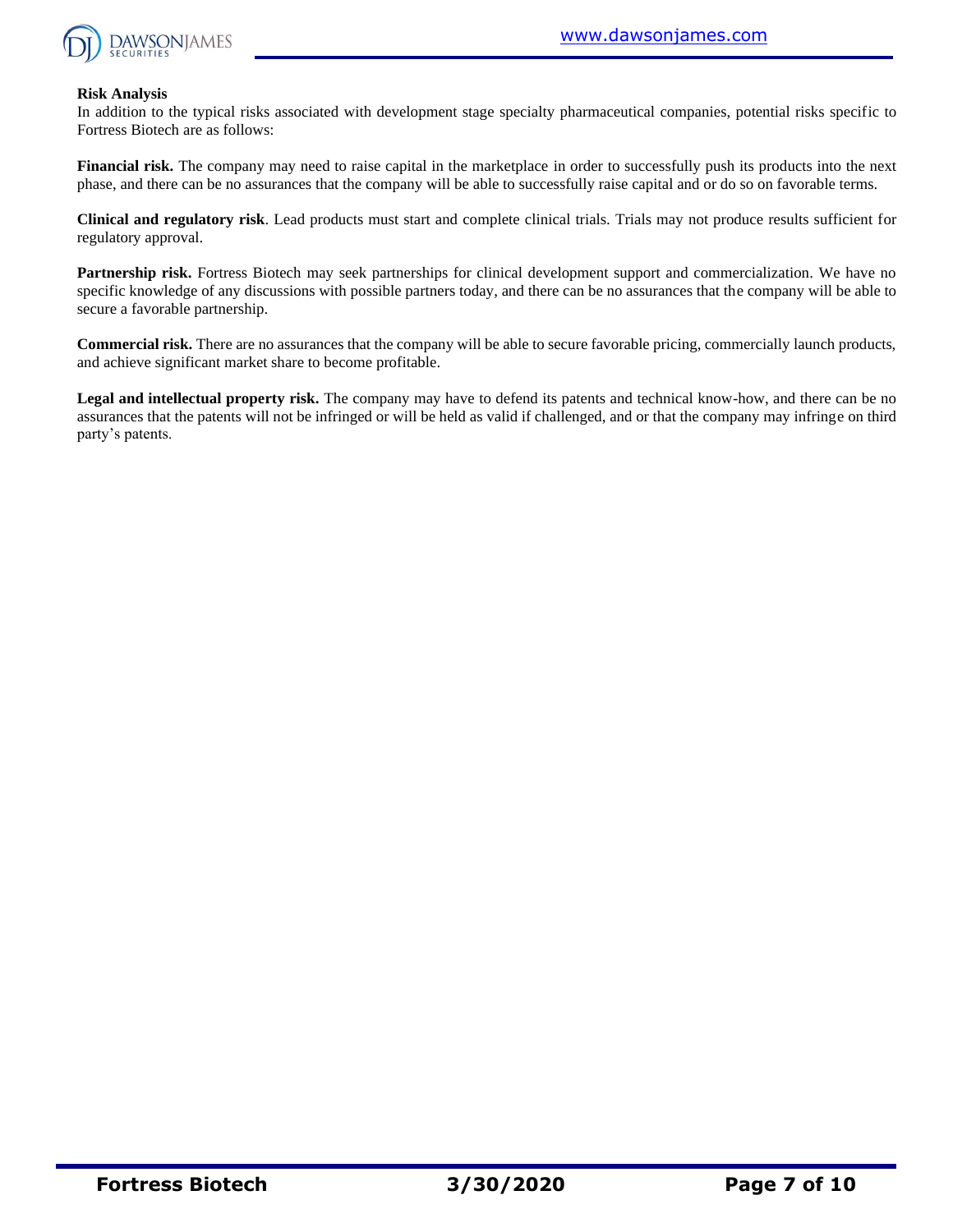**Risk Analysis**

In addition to the typical risks associated with development stage specialty pharmaceutical companies, potential risks specific to Fortress Biotech are as follows:

**Financial risk.** The company may need to raise capital in the marketplace in order to successfully push its products into the next phase, and there can be no assurances that the company will be able to successfully raise capital and or do so on favorable terms.

**Clinical and regulatory risk**. Lead products must start and complete clinical trials. Trials may not produce results sufficient for regulatory approval.

**Partnership risk.** Fortress Biotech may seek partnerships for clinical development support and commercialization. We have no specific knowledge of any discussions with possible partners today, and there can be no assurances that the company will be able to secure a favorable partnership.

**Commercial risk.** There are no assurances that the company will be able to secure favorable pricing, commercially launch products, and achieve significant market share to become profitable.

**Legal and intellectual property risk.** The company may have to defend its patents and technical know-how, and there can be no assurances that the patents will not be infringed or will be held as valid if challenged, and or that the company may infringe on third party's patents.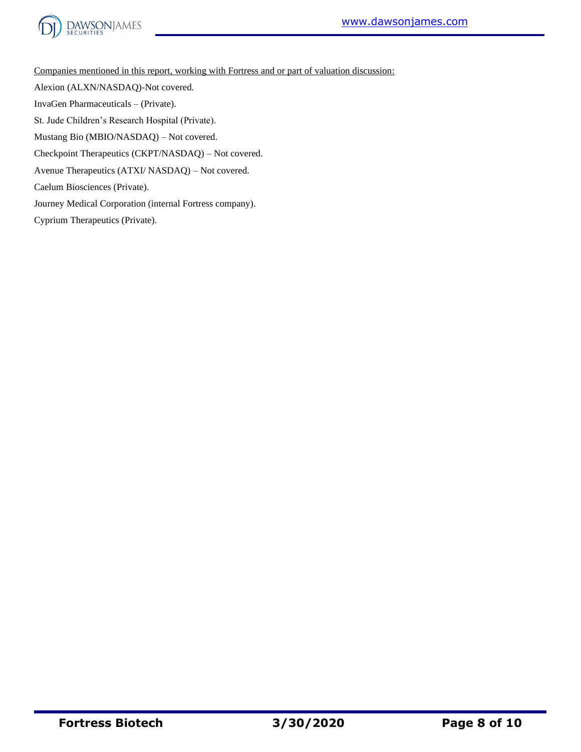<u>Companies mentioned in this report, working with Fortress and or part of valuation discussion:</u>

Alexion (ALXN/NASDAQ)-Not covered.

InvaGen Pharmaceuticals – (Private).

St. Jude Children's Research Hospital (Private).

Mustang Bio (MBIO/NASDAQ) – Not covered.

Checkpoint Therapeutics (CKPT/NASDAQ) – Not covered.

Avenue Therapeutics (ATXI/ NASDAQ) – Not covered.

Caelum Biosciences (Private).

Journey Medical Corporation (internal Fortress company).

Cyprium Therapeutics (Private).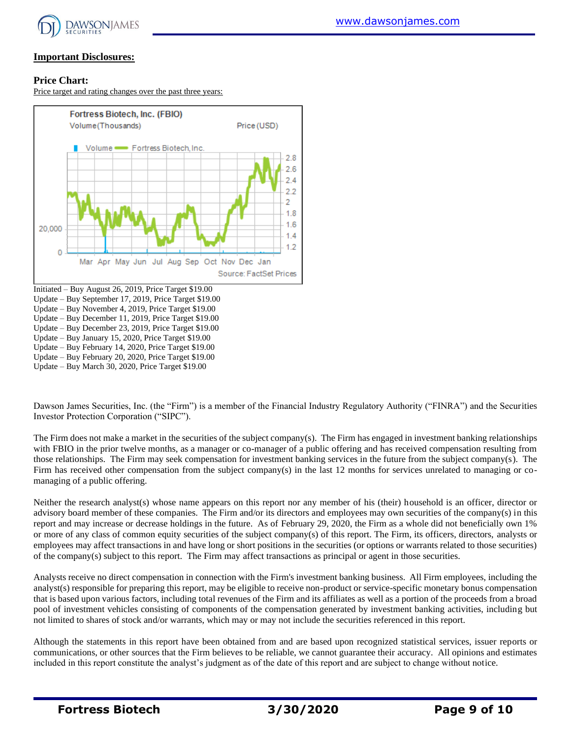## Important Disclosures:

### Price Chart:

Price target and rating changes over the past three years:

Fortress Biotech, Inc. (FBIO)
Volume(Thousands)
Price (USD)
Volume
Fortress Biotech, Inc.
2.8
2.6
2.4
2.2
2
1.8
1.6
1.4
1.2
20,000
0
Mar Apr May Jun Jul Aug Sep Oct Nov Dec Jan
Source: FactSet Prices

Initiated – Buy August 26, 2019, Price Target $19.00
Update – Buy September 17, 2019, Price Target $19.00
Update – Buy November 4, 2019, Price Target $19.00
Update – Buy December 11, 2019, Price Target $19.00
Update – Buy December 23, 2019, Price Target $19.00
Update – Buy January 15, 2020, Price Target $19.00
Update – Buy February 14, 2020, Price Target $19.00
Update – Buy February 20, 2020, Price Target $19.00
Update – Buy March 30, 2020, Price Target $19.00

Dawson James Securities, Inc. (the "Firm") is a member of the Financial Industry Regulatory Authority ("FINRA") and the Securities Investor Protection Corporation ("SIPC").

The Firm does not make a market in the securities of the subject company(s). The Firm has engaged in investment banking relationships with FBIO in the prior twelve months, as a manager or co-manager of a public offering and has received compensation resulting from those relationships. The Firm may seek compensation for investment banking services in the future from the subject company(s). The Firm has received other compensation from the subject company(s) in the last 12 months for services unrelated to managing or co-managing of a public offering.

Neither the research analyst(s) whose name appears on this report nor any member of his (their) household is an officer, director or advisory board member of these companies. The Firm and/or its directors and employees may own securities of the company(s) in this report and may increase or decrease holdings in the future. As of February 29, 2020, the Firm as a whole did not beneficially own 1% or more of any class of common equity securities of the subject company(s) of this report. The Firm, its officers, directors, analysts or employees may affect transactions in and have long or short positions in the securities (or options or warrants related to those securities) of the company(s) subject to this report. The Firm may affect transactions as principal or agent in those securities.

Analysts receive no direct compensation in connection with the Firm's investment banking business. All Firm employees, including the analyst(s) responsible for preparing this report, may be eligible to receive non-product or service-specific monetary bonus compensation that is based upon various factors, including total revenues of the Firm and its affiliates as well as a portion of the proceeds from a broad pool of investment vehicles consisting of components of the compensation generated by investment banking activities, including but not limited to shares of stock and/or warrants, which may or may not include the securities referenced in this report.

Although the statements in this report have been obtained from and are based upon recognized statistical services, issuer reports or communications, or other sources that the Firm believes to be reliable, we cannot guarantee their accuracy. All opinions and estimates included in this report constitute the analyst's judgment as of the date of this report and are subject to change without notice.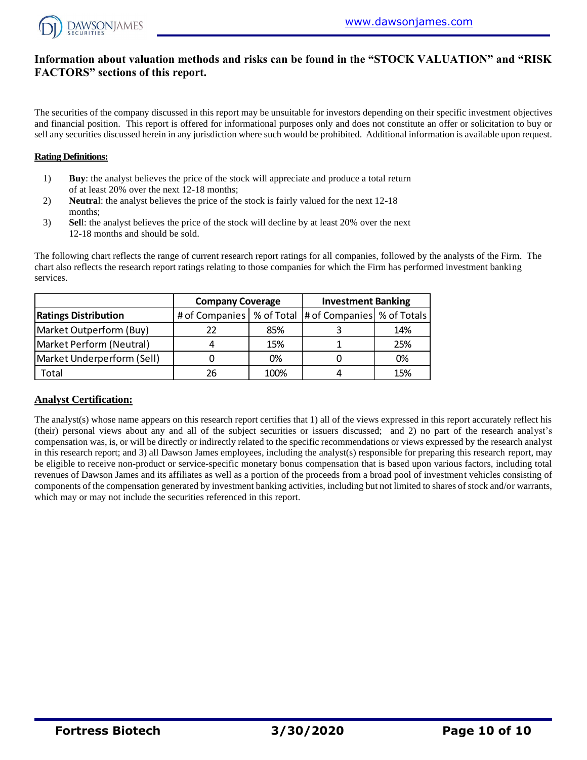**Information about valuation methods and risks can be found in the "STOCK VALUATION" and "RISK FACTORS" sections of this report.**

The securities of the company discussed in this report may be unsuitable for investors depending on their specific investment objectives and financial position. This report is offered for informational purposes only and does not constitute an offer or solicitation to buy or sell any securities discussed herein in any jurisdiction where such would be prohibited. Additional information is available upon request.

**Rating Definitions:**

1) **Buy**: the analyst believes the price of the stock will appreciate and produce a total return of at least 20% over the next 12-18 months;
2) **Neutral**: the analyst believes the price of the stock is fairly valued for the next 12-18 months;
3) **Sell**: the analyst believes the price of the stock will decline by at least 20% over the next 12-18 months and should be sold.

The following chart reflects the range of current research report ratings for all companies, followed by the analysts of the Firm. The chart also reflects the research report ratings relating to those companies for which the Firm has performed investment banking services.

| | Company Coverage | | Investment Banking | |
|---|---|---|---|---|
| **Ratings Distribution** | # of Companies | % of Total | # of Companies | % of Totals |
| Market Outperform (Buy) | 22 | 85% | 3 | 14% |
| Market Perform (Neutral) | 4 | 15% | 1 | 25% |
| Market Underperform (Sell) | 0 | 0% | 0 | 0% |
| Total | 26 | 100% | 4 | 15% |

## Analyst Certification:

The analyst(s) whose name appears on this research report certifies that 1) all of the views expressed in this report accurately reflect his (their) personal views about any and all of the subject securities or issuers discussed; and 2) no part of the research analyst's compensation was, is, or will be directly or indirectly related to the specific recommendations or views expressed by the research analyst in this research report; and 3) all Dawson James employees, including the analyst(s) responsible for preparing this research report, may be eligible to receive non-product or service-specific monetary bonus compensation that is based upon various factors, including total revenues of Dawson James and its affiliates as well as a portion of the proceeds from a broad pool of investment vehicles consisting of components of the compensation generated by investment banking activities, including but not limited to shares of stock and/or warrants, which may or may not include the securities referenced in this report.